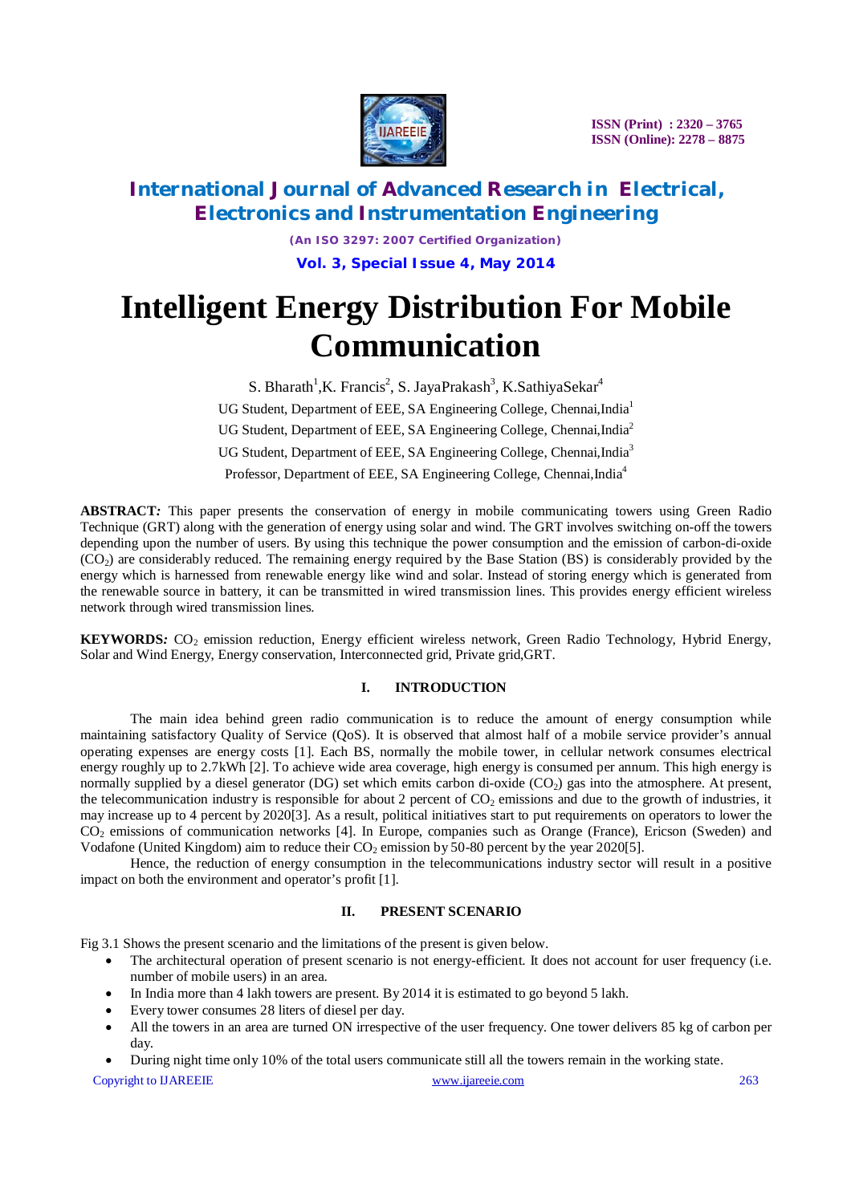# Intelligent Energy Distribution For Mobile Communication

S. Bharath[1], K. Francis[2], S. JayaPrakash[3], K.SathiyaSekar[4]

UG Student, Department of EEE, SA Engineering College, Chennai,India[1]

UG Student, Department of EEE, SA Engineering College, Chennai,India[2]

UG Student, Department of EEE, SA Engineering College, Chennai,India[3]

Professor, Department of EEE, SA Engineering College, Chennai,India[4]

**ABSTRACT*:*** This paper presents the conservation of energy in mobile communicating towers using Green Radio Technique (GRT) along with the generation of energy using solar and wind. The GRT involves switching on-off the towers depending upon the number of users. By using this technique the power consumption and the emission of carbon-di-oxide ($CO_2$) are considerably reduced. The remaining energy required by the Base Station (BS) is considerably provided by the energy which is harnessed from renewable energy like wind and solar. Instead of storing energy which is generated from the renewable source in battery, it can be transmitted in wired transmission lines. This provides energy efficient wireless network through wired transmission lines.

**KEYWORDS*:*** $CO_2$ emission reduction, Energy efficient wireless network, Green Radio Technology, Hybrid Energy, Solar and Wind Energy, Energy conservation, Interconnected grid, Private grid,GRT.

## I. INTRODUCTION

The main idea behind green radio communication is to reduce the amount of energy consumption while maintaining satisfactory Quality of Service (QoS). It is observed that almost half of a mobile service provider's annual operating expenses are energy costs [1]. Each BS, normally the mobile tower, in cellular network consumes electrical energy roughly up to 2.7kWh [2]. To achieve wide area coverage, high energy is consumed per annum. This high energy is normally supplied by a diesel generator (DG) set which emits carbon di-oxide ($CO_2$) gas into the atmosphere. At present, the telecommunication industry is responsible for about 2 percent of $CO_2$ emissions and due to the growth of industries, it may increase up to 4 percent by 2020[3]. As a result, political initiatives start to put requirements on operators to lower the $CO_2$ emissions of communication networks [4]. In Europe, companies such as Orange (France), Ericson (Sweden) and Vodafone (United Kingdom) aim to reduce their $CO_2$ emission by 50-80 percent by the year 2020[5].

Hence, the reduction of energy consumption in the telecommunications industry sector will result in a positive impact on both the environment and operator's profit [1].

## II. PRESENT SCENARIO

Fig 3.1 Shows the present scenario and the limitations of the present is given below.

- The architectural operation of present scenario is not energy-efficient. It does not account for user frequency (i.e. number of mobile users) in an area.
- In India more than 4 lakh towers are present. By 2014 it is estimated to go beyond 5 lakh.
- Every tower consumes 28 liters of diesel per day.
- All the towers in an area are turned ON irrespective of the user frequency. One tower delivers 85 kg of carbon per day.
- During night time only 10% of the total users communicate still all the towers remain in the working state.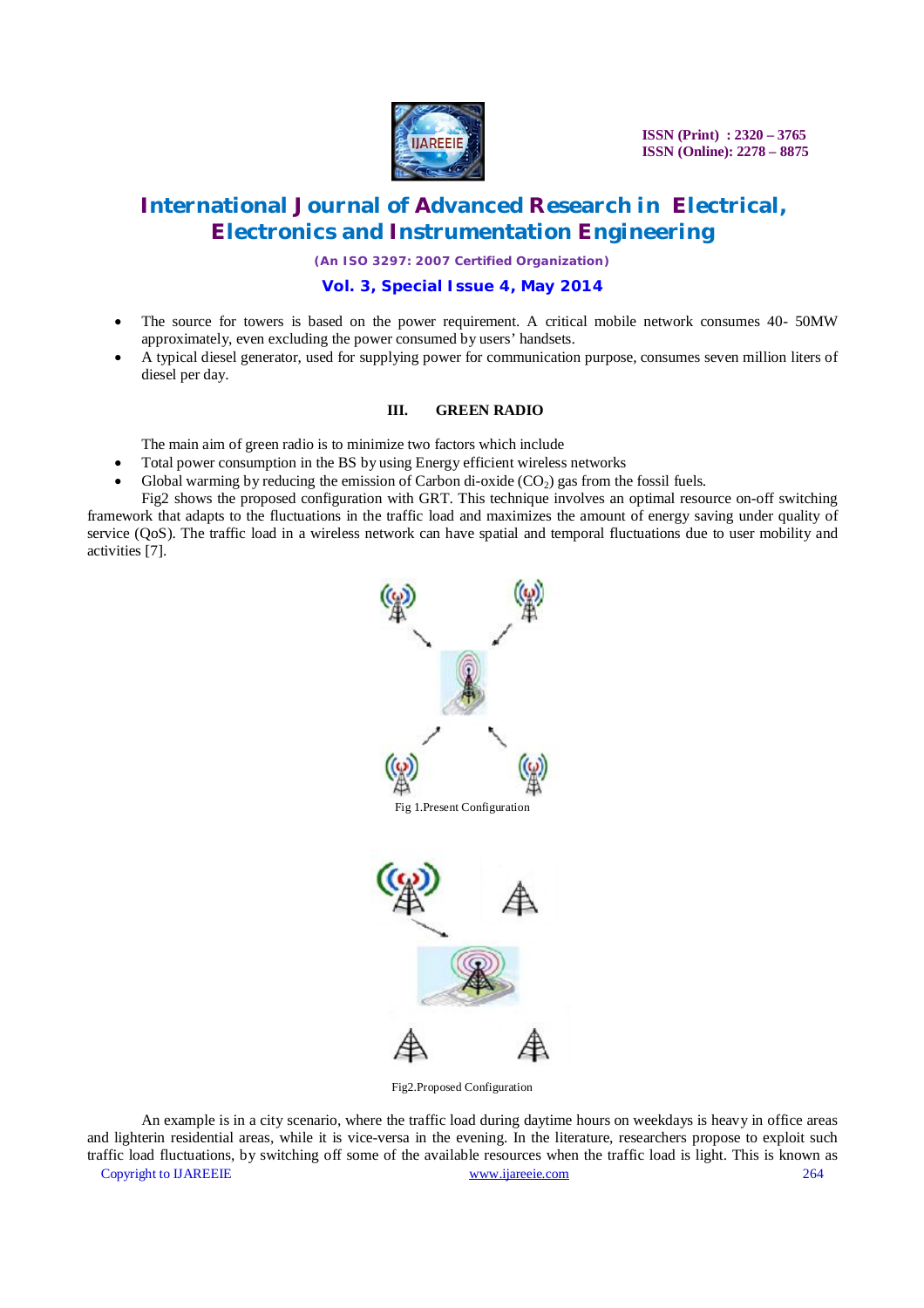- The source for towers is based on the power requirement. A critical mobile network consumes 40- 50MW approximately, even excluding the power consumed by users' handsets.
- A typical diesel generator, used for supplying power for communication purpose, consumes seven million liters of diesel per day.

## III. GREEN RADIO

The main aim of green radio is to minimize two factors which include

- Total power consumption in the BS by using Energy efficient wireless networks
- Global warming by reducing the emission of Carbon di-oxide ($CO_2$) gas from the fossil fuels.

Fig2 shows the proposed configuration with GRT. This technique involves an optimal resource on-off switching framework that adapts to the fluctuations in the traffic load and maximizes the amount of energy saving under quality of service (QoS). The traffic load in a wireless network can have spatial and temporal fluctuations due to user mobility and activities [7].

Fig 1.Present Configuration

Fig2.Proposed Configuration

An example is in a city scenario, where the traffic load during daytime hours on weekdays is heavy in office areas and lighterin residential areas, while it is vice-versa in the evening. In the literature, researchers propose to exploit such traffic load fluctuations, by switching off some of the available resources when the traffic load is light. This is known as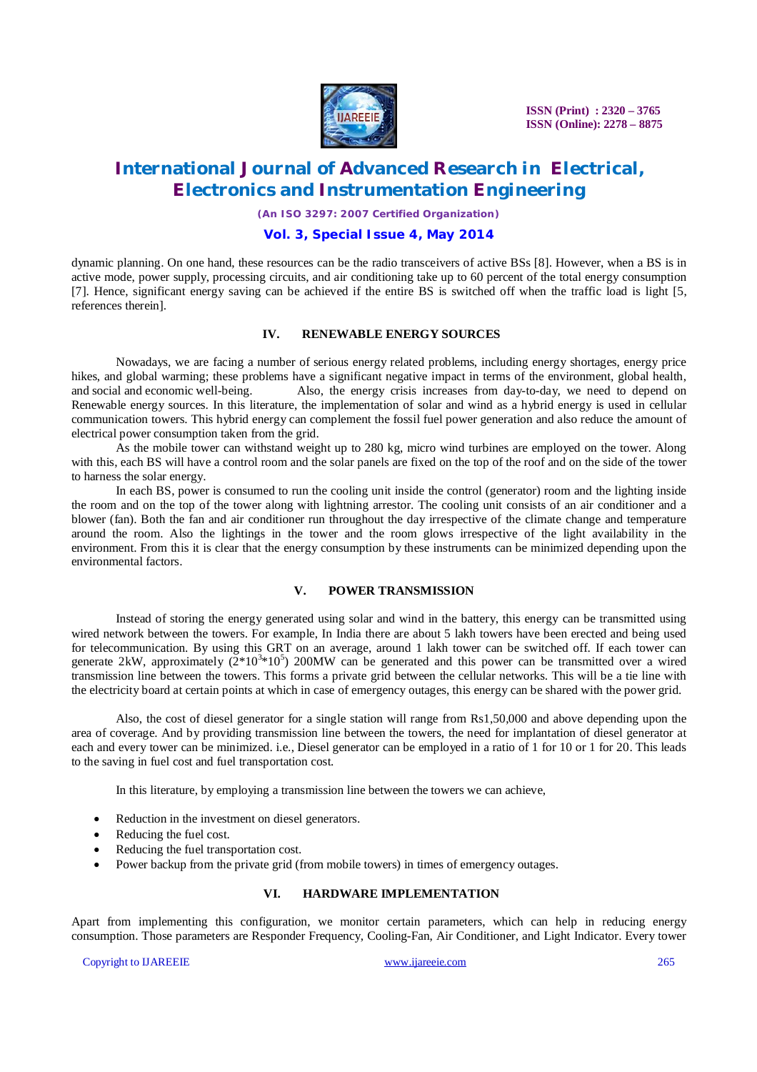dynamic planning. On one hand, these resources can be the radio transceivers of active BSs [8]. However, when a BS is in active mode, power supply, processing circuits, and air conditioning take up to 60 percent of the total energy consumption [7]. Hence, significant energy saving can be achieved if the entire BS is switched off when the traffic load is light [5, references therein].

## IV. RENEWABLE ENERGY SOURCES

Nowadays, we are facing a number of serious energy related problems, including energy shortages, energy price hikes, and global warming; these problems have a significant negative impact in terms of the environment, global health, and social and economic well-being. Also, the energy crisis increases from day-to-day, we need to depend on Renewable energy sources. In this literature, the implementation of solar and wind as a hybrid energy is used in cellular communication towers. This hybrid energy can complement the fossil fuel power generation and also reduce the amount of electrical power consumption taken from the grid.

As the mobile tower can withstand weight up to 280 kg, micro wind turbines are employed on the tower. Along with this, each BS will have a control room and the solar panels are fixed on the top of the roof and on the side of the tower to harness the solar energy.

In each BS, power is consumed to run the cooling unit inside the control (generator) room and the lighting inside the room and on the top of the tower along with lightning arrestor. The cooling unit consists of an air conditioner and a blower (fan). Both the fan and air conditioner run throughout the day irrespective of the climate change and temperature around the room. Also the lightings in the tower and the room glows irrespective of the light availability in the environment. From this it is clear that the energy consumption by these instruments can be minimized depending upon the environmental factors.

## V. POWER TRANSMISSION

Instead of storing the energy generated using solar and wind in the battery, this energy can be transmitted using wired network between the towers. For example, In India there are about 5 lakh towers have been erected and being used for telecommunication. By using this GRT on an average, around 1 lakh tower can be switched off. If each tower can generate 2kW, approximately ($2*10^3*10^5$) 200MW can be generated and this power can be transmitted over a wired transmission line between the towers. This forms a private grid between the cellular networks. This will be a tie line with the electricity board at certain points at which in case of emergency outages, this energy can be shared with the power grid.

Also, the cost of diesel generator for a single station will range from Rs1,50,000 and above depending upon the area of coverage. And by providing transmission line between the towers, the need for implantation of diesel generator at each and every tower can be minimized. i.e., Diesel generator can be employed in a ratio of 1 for 10 or 1 for 20. This leads to the saving in fuel cost and fuel transportation cost.

In this literature, by employing a transmission line between the towers we can achieve,

- Reduction in the investment on diesel generators.
- Reducing the fuel cost.
- Reducing the fuel transportation cost.
- Power backup from the private grid (from mobile towers) in times of emergency outages.

## VI. HARDWARE IMPLEMENTATION

Apart from implementing this configuration, we monitor certain parameters, which can help in reducing energy consumption. Those parameters are Responder Frequency, Cooling-Fan, Air Conditioner, and Light Indicator. Every tower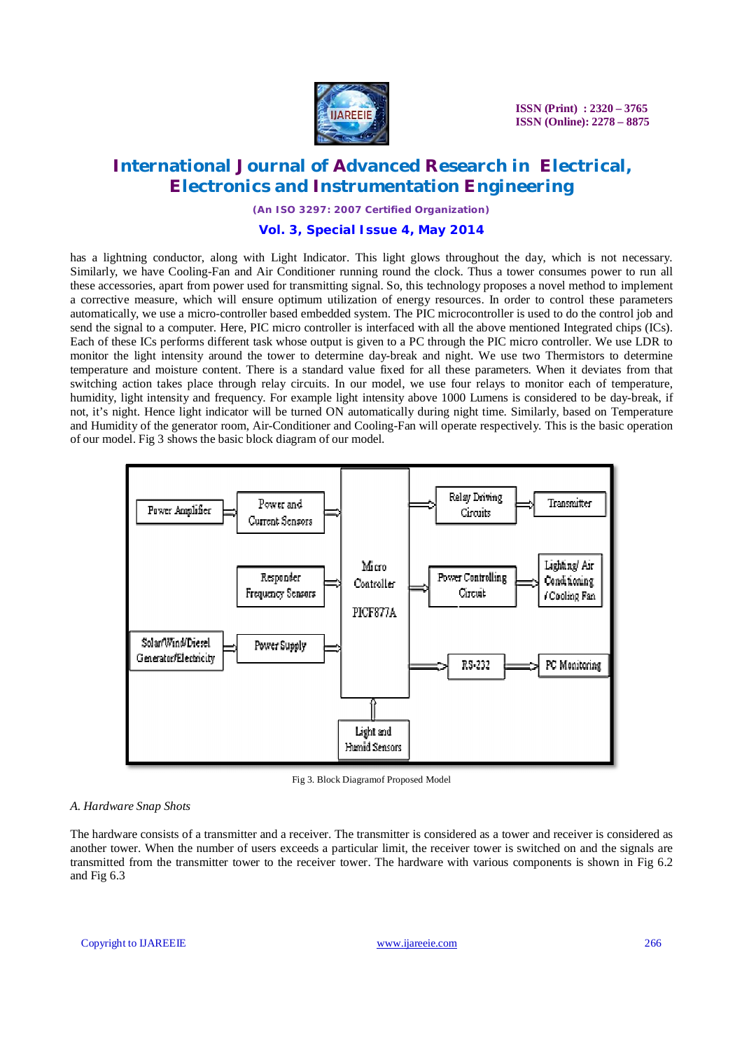has a lightning conductor, along with Light Indicator. This light glows throughout the day, which is not necessary. Similarly, we have Cooling-Fan and Air Conditioner running round the clock. Thus a tower consumes power to run all these accessories, apart from power used for transmitting signal. So, this technology proposes a novel method to implement a corrective measure, which will ensure optimum utilization of energy resources. In order to control these parameters automatically, we use a micro-controller based embedded system. The PIC microcontroller is used to do the control job and send the signal to a computer. Here, PIC micro controller is interfaced with all the above mentioned Integrated chips (ICs). Each of these ICs performs different task whose output is given to a PC through the PIC micro controller. We use LDR to monitor the light intensity around the tower to determine day-break and night. We use two Thermistors to determine temperature and moisture content. There is a standard value fixed for all these parameters. When it deviates from that switching action takes place through relay circuits. In our model, we use four relays to monitor each of temperature, humidity, light intensity and frequency. For example light intensity above 1000 Lumens is considered to be day-break, if not, it's night. Hence light indicator will be turned ON automatically during night time. Similarly, based on Temperature and Humidity of the generator room, Air-Conditioner and Cooling-Fan will operate respectively. This is the basic operation of our model. Fig 3 shows the basic block diagram of our model.

Fig 3. Block Diagramof Proposed Model

*A. Hardware Snap Shots*

The hardware consists of a transmitter and a receiver. The transmitter is considered as a tower and receiver is considered as another tower. When the number of users exceeds a particular limit, the receiver tower is switched on and the signals are transmitted from the transmitter tower to the receiver tower. The hardware with various components is shown in Fig 6.2 and Fig 6.3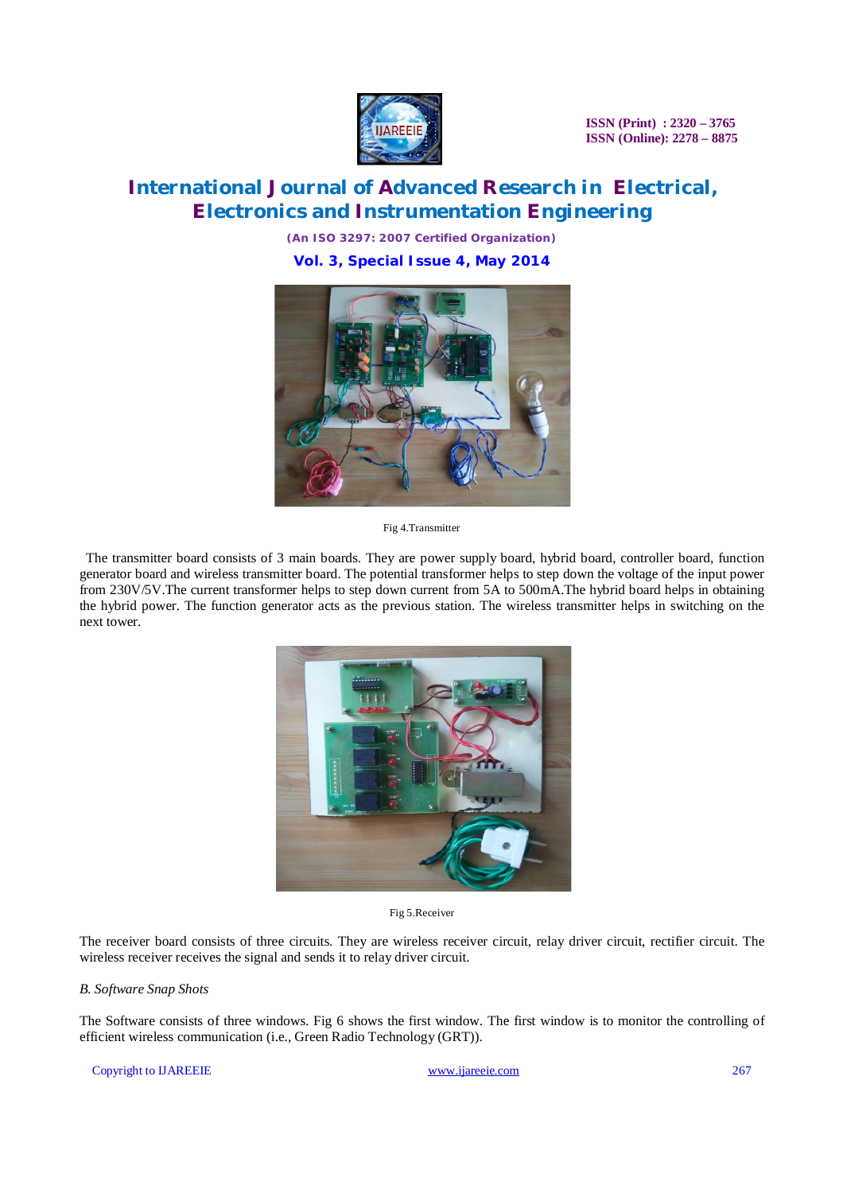Fig 4.Transmitter

The transmitter board consists of 3 main boards. They are power supply board, hybrid board, controller board, function generator board and wireless transmitter board. The potential transformer helps to step down the voltage of the input power from 230V/5V.The current transformer helps to step down current from 5A to 500mA.The hybrid board helps in obtaining the hybrid power. The function generator acts as the previous station. The wireless transmitter helps in switching on the next tower.

Fig 5.Receiver

The receiver board consists of three circuits. They are wireless receiver circuit, relay driver circuit, rectifier circuit. The wireless receiver receives the signal and sends it to relay driver circuit.

*B. Software Snap Shots*

The Software consists of three windows. Fig 6 shows the first window. The first window is to monitor the controlling of efficient wireless communication (i.e., Green Radio Technology (GRT)).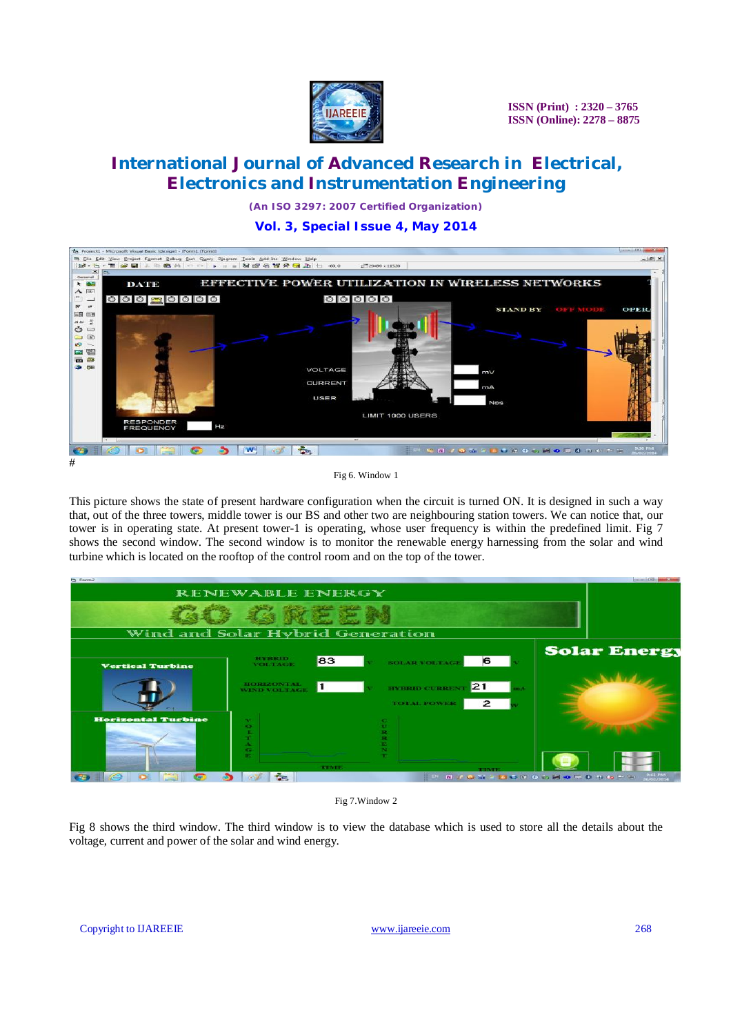#

Fig 6. Window 1

This picture shows the state of present hardware configuration when the circuit is turned ON. It is designed in such a way that, out of the three towers, middle tower is our BS and other two are neighbouring station towers. We can notice that, our tower is in operating state. At present tower-1 is operating, whose user frequency is within the predefined limit. Fig 7 shows the second window. The second window is to monitor the renewable energy harnessing from the solar and wind turbine which is located on the rooftop of the control room and on the top of the tower.

Fig 7.Window 2

Fig 8 shows the third window. The third window is to view the database which is used to store all the details about the voltage, current and power of the solar and wind energy.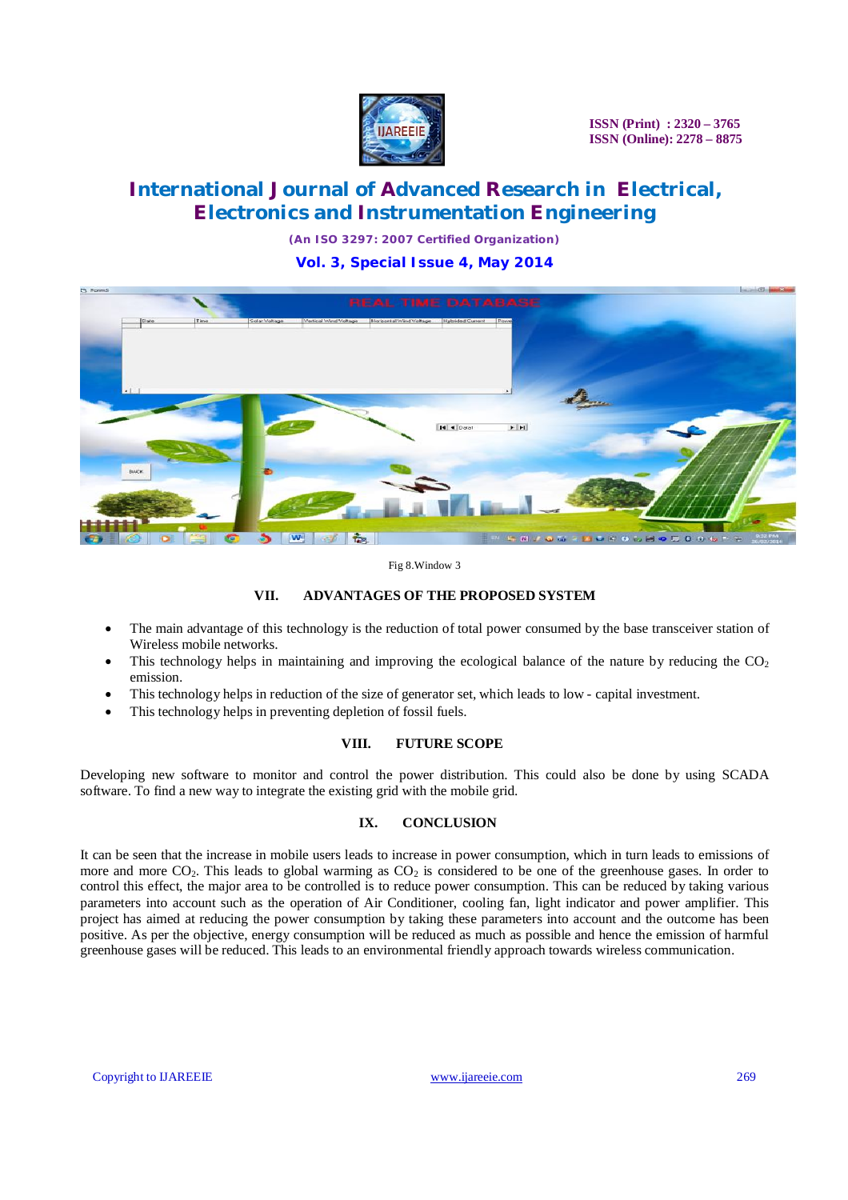Fig 8.Window 3

## VII. ADVANTAGES OF THE PROPOSED SYSTEM

- The main advantage of this technology is the reduction of total power consumed by the base transceiver station of Wireless mobile networks.
- This technology helps in maintaining and improving the ecological balance of the nature by reducing the $CO_2$ emission.
- This technology helps in reduction of the size of generator set, which leads to low - capital investment.
- This technology helps in preventing depletion of fossil fuels.

## VIII. FUTURE SCOPE

Developing new software to monitor and control the power distribution. This could also be done by using SCADA software. To find a new way to integrate the existing grid with the mobile grid.

## IX. CONCLUSION

It can be seen that the increase in mobile users leads to increase in power consumption, which in turn leads to emissions of more and more $CO_2$. This leads to global warming as $CO_2$ is considered to be one of the greenhouse gases. In order to control this effect, the major area to be controlled is to reduce power consumption. This can be reduced by taking various parameters into account such as the operation of Air Conditioner, cooling fan, light indicator and power amplifier. This project has aimed at reducing the power consumption by taking these parameters into account and the outcome has been positive. As per the objective, energy consumption will be reduced as much as possible and hence the emission of harmful greenhouse gases will be reduced. This leads to an environmental friendly approach towards wireless communication.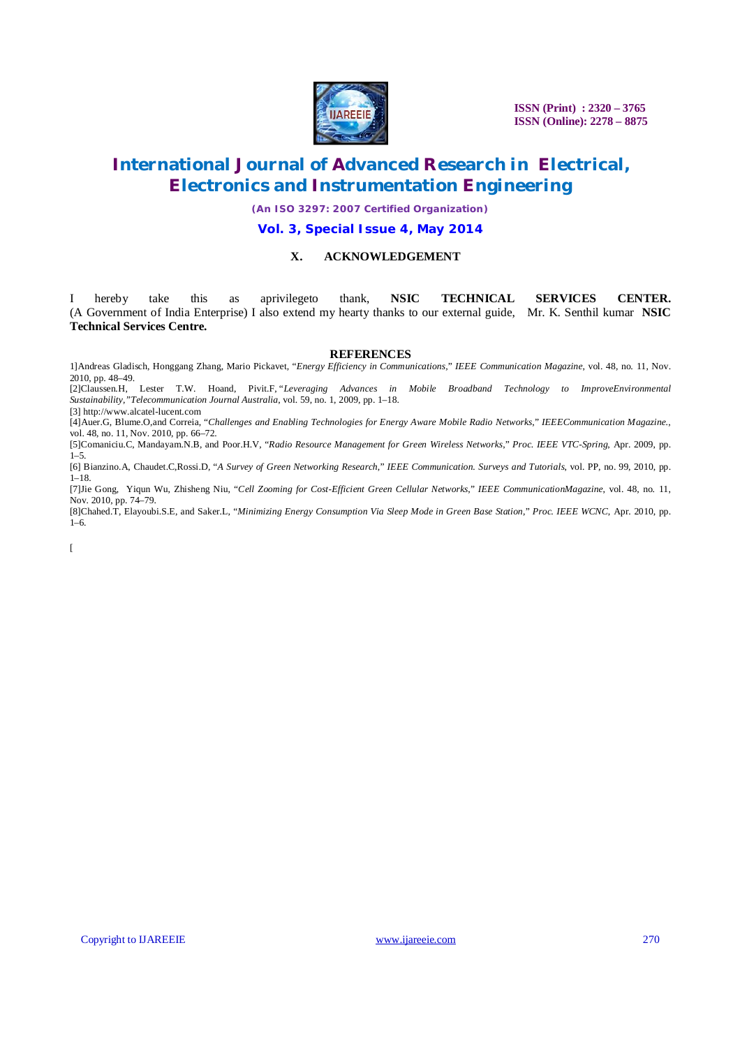## X. ACKNOWLEDGEMENT

I hereby take this as aprivilegeto thank, **NSIC TECHNICAL SERVICES CENTER.** (A Government of India Enterprise) I also extend my hearty thanks to our external guide, Mr. K. Senthil kumar **NSIC Technical Services Centre.**

## REFERENCES

1]Andreas Gladisch, Honggang Zhang, Mario Pickavet, "*Energy Efficiency in Communications*," *IEEE Communication Magazine*, vol. 48, no. 11, Nov. 2010, pp. 48–49.

[2]Claussen.H, Lester T.W. Hoand, Pivit.F, "*Leveraging Advances in Mobile Broadband Technology to ImproveEnvironmental Sustainability*,"*Telecommunication Journal Australia*, vol. 59, no. 1, 2009, pp. 1–18.

[3] http://www.alcatel-lucent.com

[4]Auer.G, Blume.O,and Correia, "*Challenges and Enabling Technologies for Energy Aware Mobile Radio Networks*," *IEEECommunication Magazine.*, vol. 48, no. 11, Nov. 2010, pp. 66–72.

[5]Comaniciu.C, Mandayam.N.B, and Poor.H.V, "*Radio Resource Management for Green Wireless Networks*," *Proc. IEEE VTC-Spring*, Apr. 2009, pp. 1–5.

[6] Bianzino.A, Chaudet.C,Rossi.D, "*A Survey of Green Networking Research*," *IEEE Communication. Surveys and Tutorials*, vol. PP, no. 99, 2010, pp. 1–18.

[7]Jie Gong, Yiqun Wu, Zhisheng Niu, "*Cell Zooming for Cost-Efficient Green Cellular Networks*," *IEEE CommunicationMagazine*, vol. 48, no. 11, Nov. 2010, pp. 74–79.

[8]Chahed.T, Elayoubi.S.E, and Saker.L, "*Minimizing Energy Consumption Via Sleep Mode in Green Base Station*," *Proc. IEEE WCNC*, Apr. 2010, pp. 1–6.

[